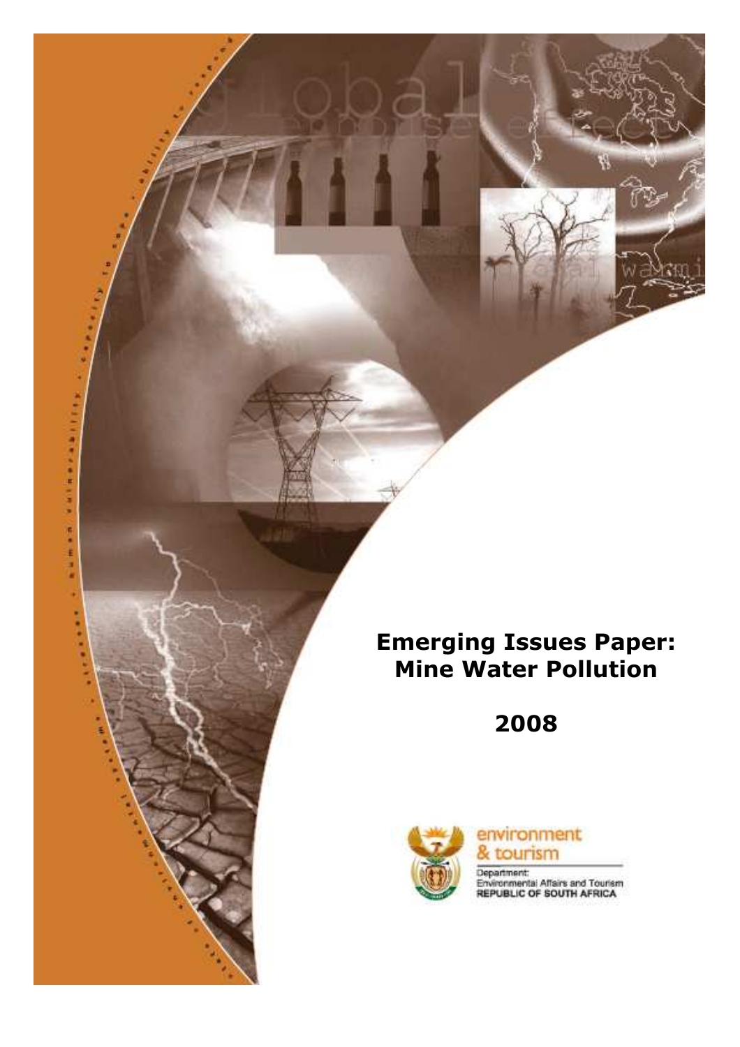# Emerging Issues Paper: Mine Water Pollution

## 2008

environment & tourism

Department: Environmental Affairs and Tourism
REPUBLIC OF SOUTH AFRICA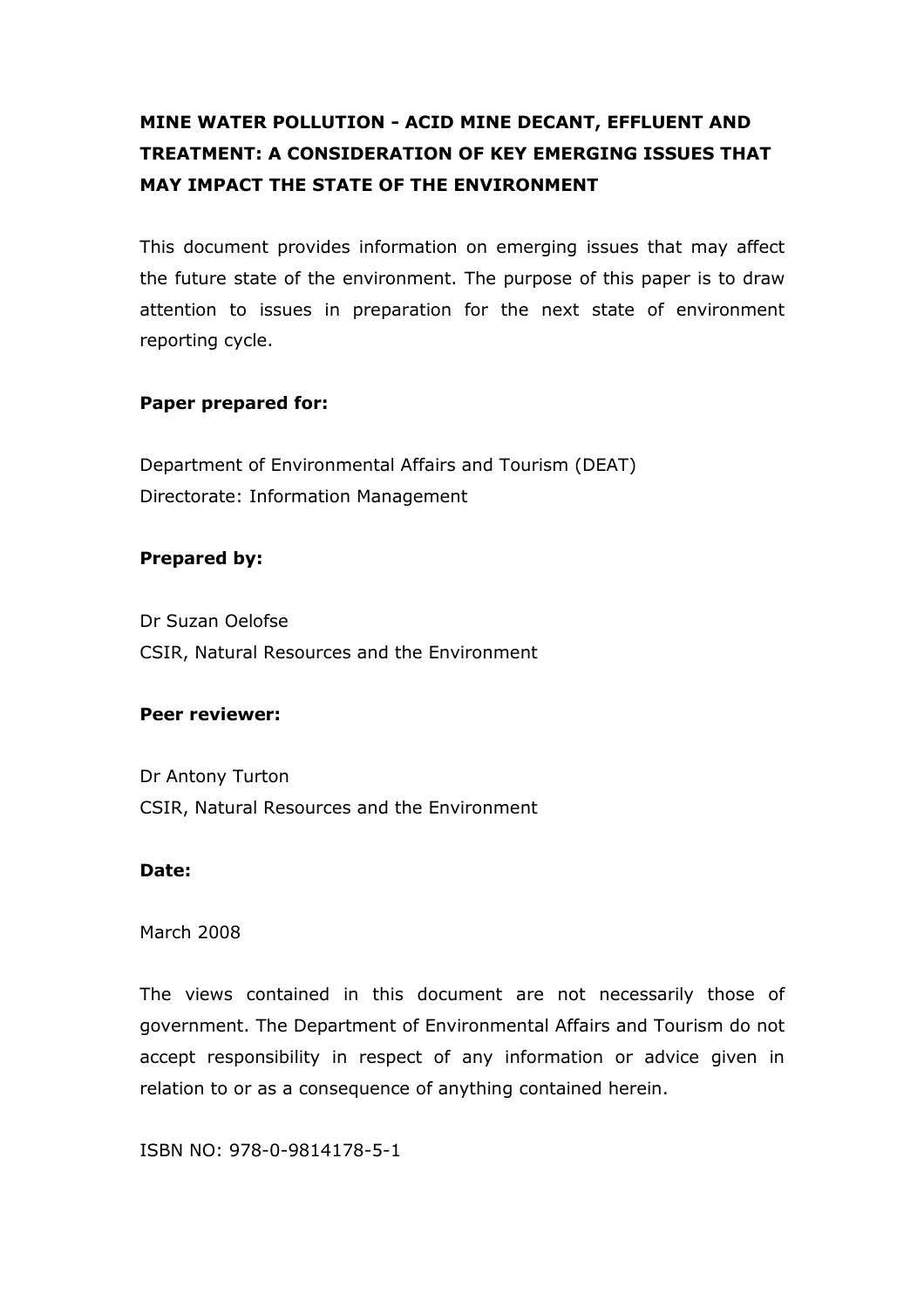# MINE WATER POLLUTION - ACID MINE DECANT, EFFLUENT AND TREATMENT: A CONSIDERATION OF KEY EMERGING ISSUES THAT MAY IMPACT THE STATE OF THE ENVIRONMENT

This document provides information on emerging issues that may affect the future state of the environment. The purpose of this paper is to draw attention to issues in preparation for the next state of environment reporting cycle.

**Paper prepared for:**

Department of Environmental Affairs and Tourism (DEAT)
Directorate: Information Management

**Prepared by:**

Dr Suzan Oelofse
CSIR, Natural Resources and the Environment

**Peer reviewer:**

Dr Antony Turton
CSIR, Natural Resources and the Environment

**Date:**

March 2008

The views contained in this document are not necessarily those of government. The Department of Environmental Affairs and Tourism do not accept responsibility in respect of any information or advice given in relation to or as a consequence of anything contained herein.

ISBN NO: 978-0-9814178-5-1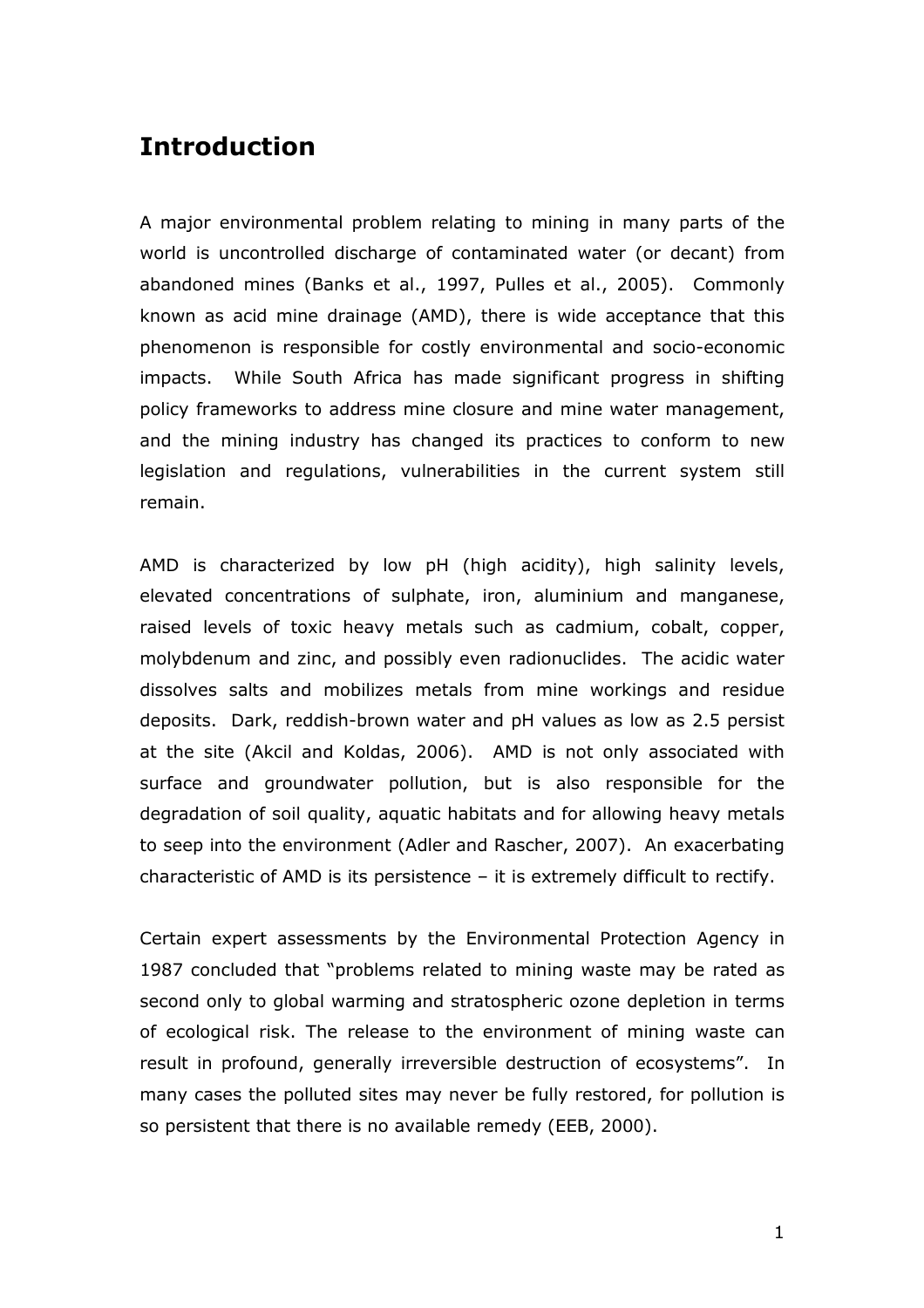# Introduction

A major environmental problem relating to mining in many parts of the world is uncontrolled discharge of contaminated water (or decant) from abandoned mines (Banks et al., 1997, Pulles et al., 2005). Commonly known as acid mine drainage (AMD), there is wide acceptance that this phenomenon is responsible for costly environmental and socio-economic impacts. While South Africa has made significant progress in shifting policy frameworks to address mine closure and mine water management, and the mining industry has changed its practices to conform to new legislation and regulations, vulnerabilities in the current system still remain.

AMD is characterized by low pH (high acidity), high salinity levels, elevated concentrations of sulphate, iron, aluminium and manganese, raised levels of toxic heavy metals such as cadmium, cobalt, copper, molybdenum and zinc, and possibly even radionuclides. The acidic water dissolves salts and mobilizes metals from mine workings and residue deposits. Dark, reddish-brown water and pH values as low as 2.5 persist at the site (Akcil and Koldas, 2006). AMD is not only associated with surface and groundwater pollution, but is also responsible for the degradation of soil quality, aquatic habitats and for allowing heavy metals to seep into the environment (Adler and Rascher, 2007). An exacerbating characteristic of AMD is its persistence – it is extremely difficult to rectify.

Certain expert assessments by the Environmental Protection Agency in 1987 concluded that "problems related to mining waste may be rated as second only to global warming and stratospheric ozone depletion in terms of ecological risk. The release to the environment of mining waste can result in profound, generally irreversible destruction of ecosystems". In many cases the polluted sites may never be fully restored, for pollution is so persistent that there is no available remedy (EEB, 2000).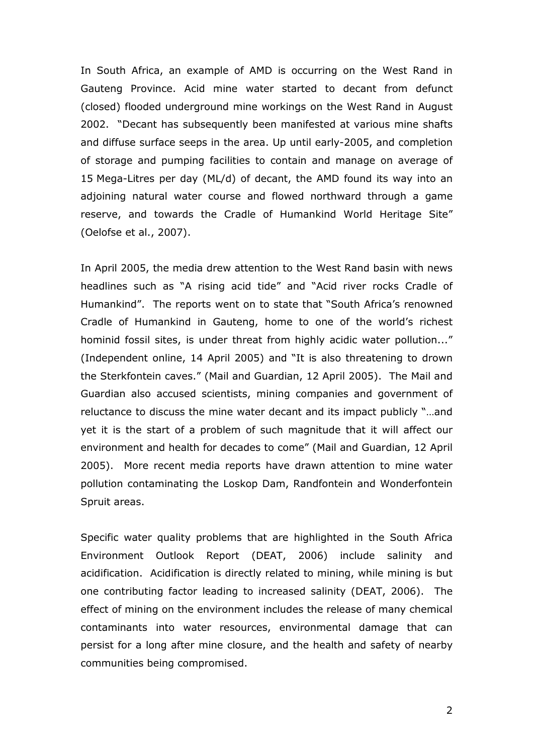In South Africa, an example of AMD is occurring on the West Rand in Gauteng Province. Acid mine water started to decant from defunct (closed) flooded underground mine workings on the West Rand in August 2002. "Decant has subsequently been manifested at various mine shafts and diffuse surface seeps in the area. Up until early-2005, and completion of storage and pumping facilities to contain and manage on average of 15 Mega-Litres per day (ML/d) of decant, the AMD found its way into an adjoining natural water course and flowed northward through a game reserve, and towards the Cradle of Humankind World Heritage Site" (Oelofse et al., 2007).

In April 2005, the media drew attention to the West Rand basin with news headlines such as "A rising acid tide" and "Acid river rocks Cradle of Humankind". The reports went on to state that "South Africa's renowned Cradle of Humankind in Gauteng, home to one of the world's richest hominid fossil sites, is under threat from highly acidic water pollution..." (Independent online, 14 April 2005) and "It is also threatening to drown the Sterkfontein caves." (Mail and Guardian, 12 April 2005). The Mail and Guardian also accused scientists, mining companies and government of reluctance to discuss the mine water decant and its impact publicly "…and yet it is the start of a problem of such magnitude that it will affect our environment and health for decades to come" (Mail and Guardian, 12 April 2005). More recent media reports have drawn attention to mine water pollution contaminating the Loskop Dam, Randfontein and Wonderfontein Spruit areas.

Specific water quality problems that are highlighted in the South Africa Environment Outlook Report (DEAT, 2006) include salinity and acidification. Acidification is directly related to mining, while mining is but one contributing factor leading to increased salinity (DEAT, 2006). The effect of mining on the environment includes the release of many chemical contaminants into water resources, environmental damage that can persist for a long after mine closure, and the health and safety of nearby communities being compromised.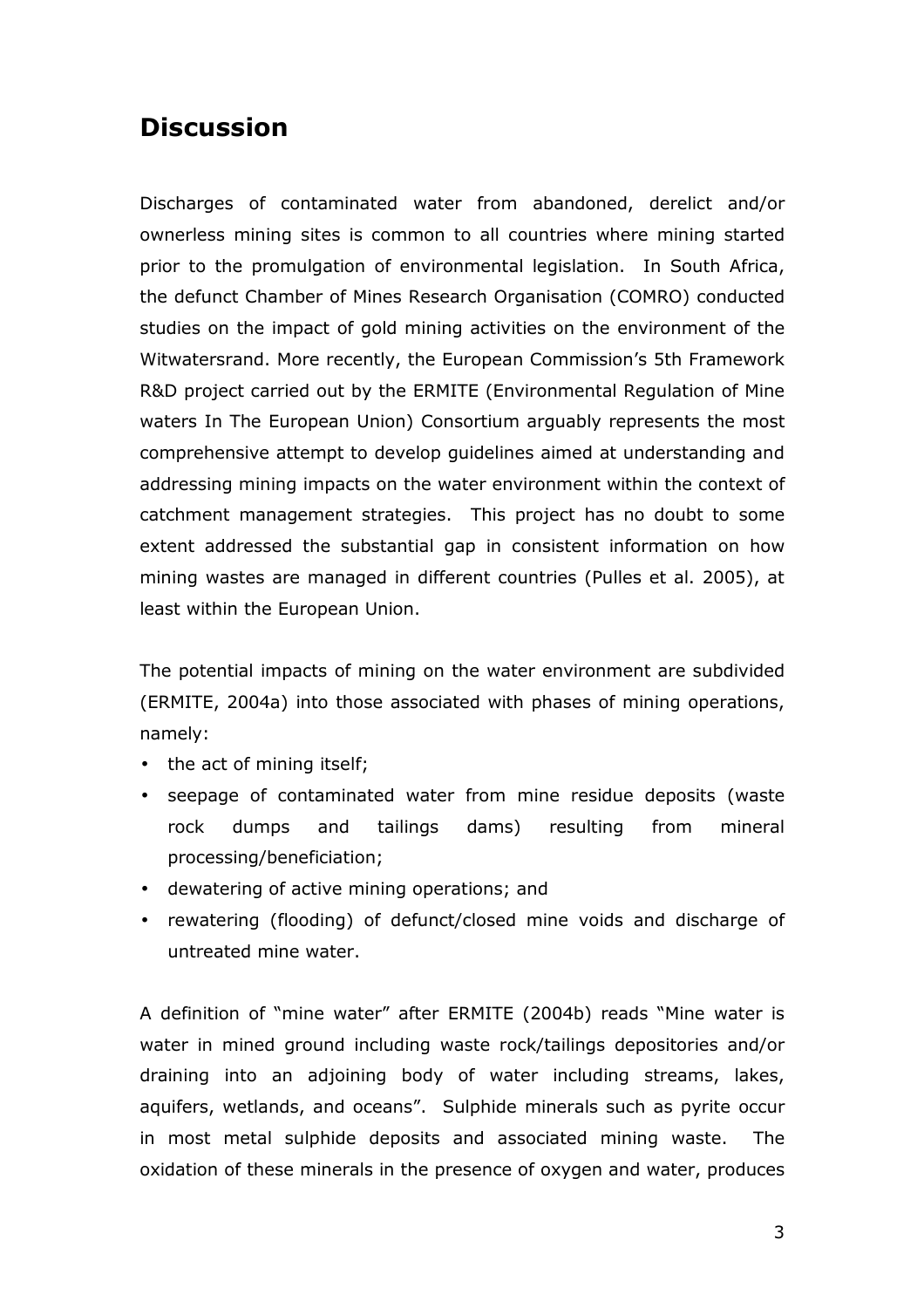## Discussion

Discharges of contaminated water from abandoned, derelict and/or ownerless mining sites is common to all countries where mining started prior to the promulgation of environmental legislation. In South Africa, the defunct Chamber of Mines Research Organisation (COMRO) conducted studies on the impact of gold mining activities on the environment of the Witwatersrand. More recently, the European Commission's 5th Framework R&D project carried out by the ERMITE (Environmental Regulation of Mine waters In The European Union) Consortium arguably represents the most comprehensive attempt to develop guidelines aimed at understanding and addressing mining impacts on the water environment within the context of catchment management strategies. This project has no doubt to some extent addressed the substantial gap in consistent information on how mining wastes are managed in different countries (Pulles et al. 2005), at least within the European Union.

The potential impacts of mining on the water environment are subdivided (ERMITE, 2004a) into those associated with phases of mining operations, namely:

- the act of mining itself;
- seepage of contaminated water from mine residue deposits (waste rock dumps and tailings dams) resulting from mineral processing/beneficiation;
- dewatering of active mining operations; and
- rewatering (flooding) of defunct/closed mine voids and discharge of untreated mine water.

A definition of "mine water" after ERMITE (2004b) reads "Mine water is water in mined ground including waste rock/tailings depositories and/or draining into an adjoining body of water including streams, lakes, aquifers, wetlands, and oceans". Sulphide minerals such as pyrite occur in most metal sulphide deposits and associated mining waste. The oxidation of these minerals in the presence of oxygen and water, produces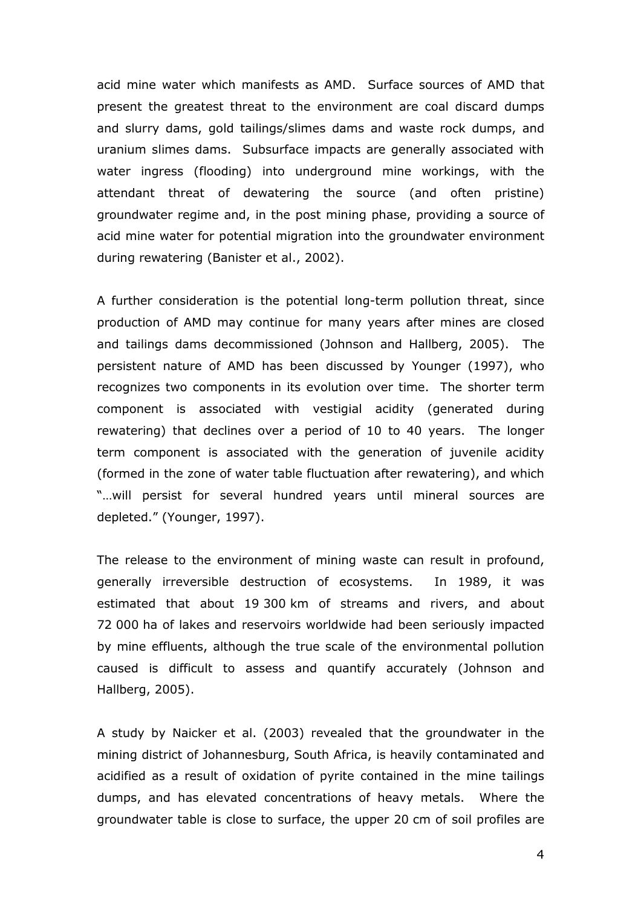acid mine water which manifests as AMD. Surface sources of AMD that present the greatest threat to the environment are coal discard dumps and slurry dams, gold tailings/slimes dams and waste rock dumps, and uranium slimes dams. Subsurface impacts are generally associated with water ingress (flooding) into underground mine workings, with the attendant threat of dewatering the source (and often pristine) groundwater regime and, in the post mining phase, providing a source of acid mine water for potential migration into the groundwater environment during rewatering (Banister et al., 2002).

A further consideration is the potential long-term pollution threat, since production of AMD may continue for many years after mines are closed and tailings dams decommissioned (Johnson and Hallberg, 2005). The persistent nature of AMD has been discussed by Younger (1997), who recognizes two components in its evolution over time. The shorter term component is associated with vestigial acidity (generated during rewatering) that declines over a period of 10 to 40 years. The longer term component is associated with the generation of juvenile acidity (formed in the zone of water table fluctuation after rewatering), and which "…will persist for several hundred years until mineral sources are depleted." (Younger, 1997).

The release to the environment of mining waste can result in profound, generally irreversible destruction of ecosystems. In 1989, it was estimated that about 19 300 km of streams and rivers, and about 72 000 ha of lakes and reservoirs worldwide had been seriously impacted by mine effluents, although the true scale of the environmental pollution caused is difficult to assess and quantify accurately (Johnson and Hallberg, 2005).

A study by Naicker et al. (2003) revealed that the groundwater in the mining district of Johannesburg, South Africa, is heavily contaminated and acidified as a result of oxidation of pyrite contained in the mine tailings dumps, and has elevated concentrations of heavy metals. Where the groundwater table is close to surface, the upper 20 cm of soil profiles are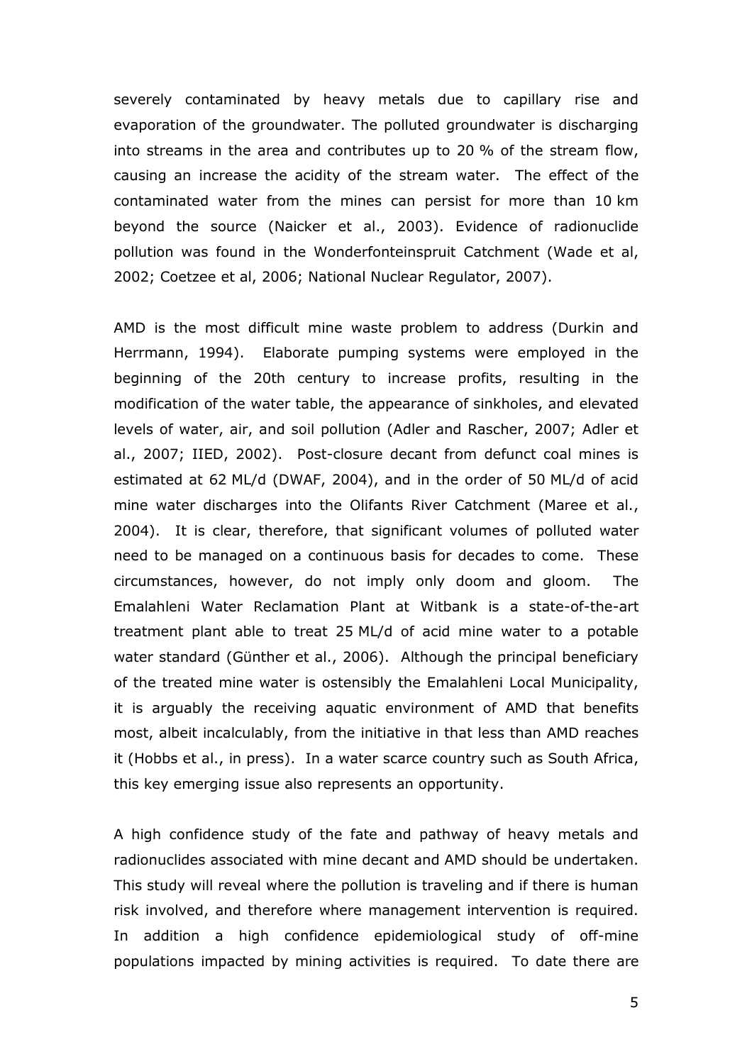severely contaminated by heavy metals due to capillary rise and evaporation of the groundwater. The polluted groundwater is discharging into streams in the area and contributes up to 20 % of the stream flow, causing an increase the acidity of the stream water. The effect of the contaminated water from the mines can persist for more than 10 km beyond the source (Naicker et al., 2003). Evidence of radionuclide pollution was found in the Wonderfonteinspruit Catchment (Wade et al, 2002; Coetzee et al, 2006; National Nuclear Regulator, 2007).

AMD is the most difficult mine waste problem to address (Durkin and Herrmann, 1994). Elaborate pumping systems were employed in the beginning of the 20th century to increase profits, resulting in the modification of the water table, the appearance of sinkholes, and elevated levels of water, air, and soil pollution (Adler and Rascher, 2007; Adler et al., 2007; IIED, 2002). Post-closure decant from defunct coal mines is estimated at 62 ML/d (DWAF, 2004), and in the order of 50 ML/d of acid mine water discharges into the Olifants River Catchment (Maree et al., 2004). It is clear, therefore, that significant volumes of polluted water need to be managed on a continuous basis for decades to come. These circumstances, however, do not imply only doom and gloom. The Emalahleni Water Reclamation Plant at Witbank is a state-of-the-art treatment plant able to treat 25 ML/d of acid mine water to a potable water standard (Günther et al., 2006). Although the principal beneficiary of the treated mine water is ostensibly the Emalahleni Local Municipality, it is arguably the receiving aquatic environment of AMD that benefits most, albeit incalculably, from the initiative in that less than AMD reaches it (Hobbs et al., in press). In a water scarce country such as South Africa, this key emerging issue also represents an opportunity.

A high confidence study of the fate and pathway of heavy metals and radionuclides associated with mine decant and AMD should be undertaken. This study will reveal where the pollution is traveling and if there is human risk involved, and therefore where management intervention is required. In addition a high confidence epidemiological study of off-mine populations impacted by mining activities is required. To date there are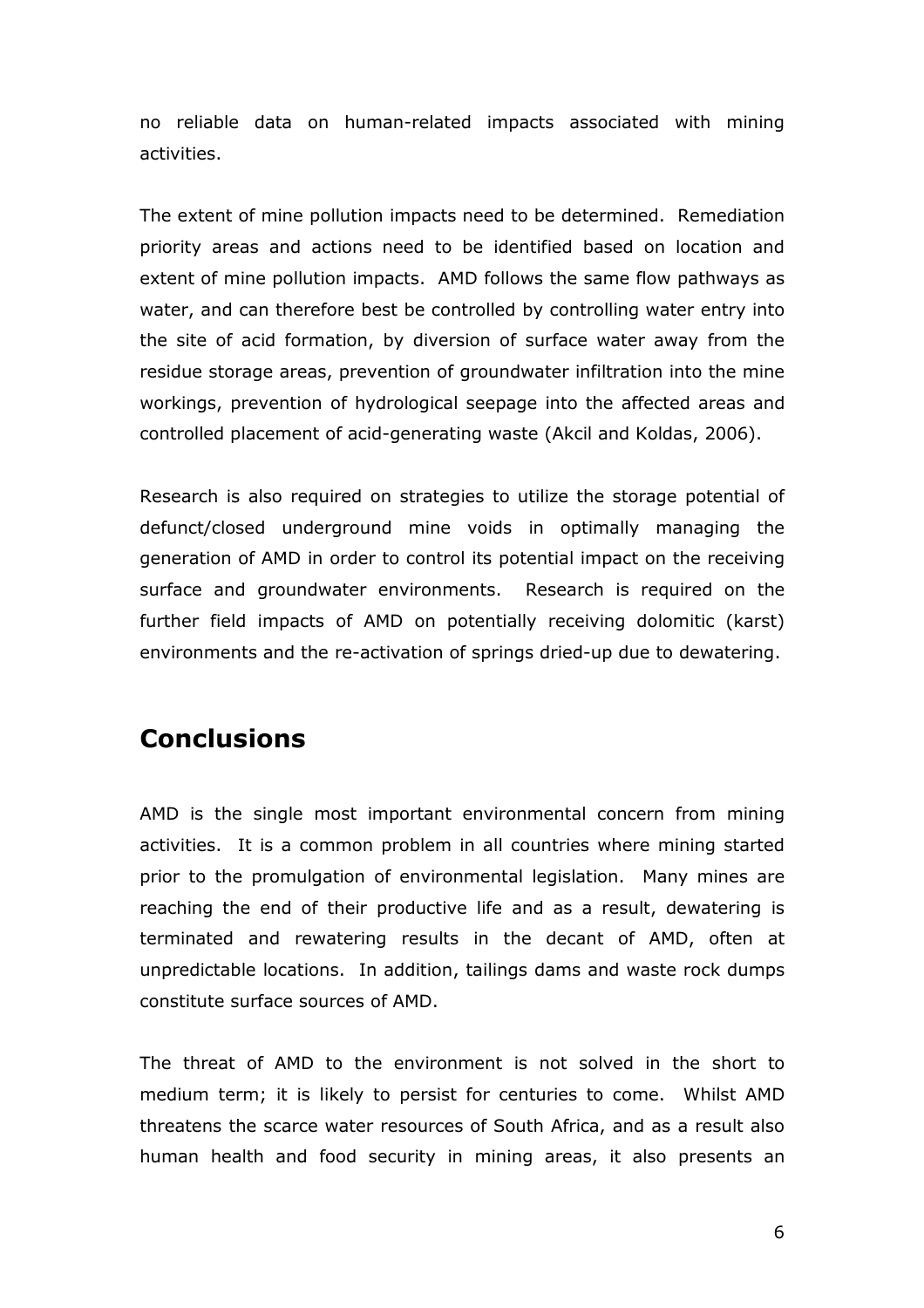no reliable data on human-related impacts associated with mining activities.

The extent of mine pollution impacts need to be determined. Remediation priority areas and actions need to be identified based on location and extent of mine pollution impacts. AMD follows the same flow pathways as water, and can therefore best be controlled by controlling water entry into the site of acid formation, by diversion of surface water away from the residue storage areas, prevention of groundwater infiltration into the mine workings, prevention of hydrological seepage into the affected areas and controlled placement of acid-generating waste (Akcil and Koldas, 2006).

Research is also required on strategies to utilize the storage potential of defunct/closed underground mine voids in optimally managing the generation of AMD in order to control its potential impact on the receiving surface and groundwater environments. Research is required on the further field impacts of AMD on potentially receiving dolomitic (karst) environments and the re-activation of springs dried-up due to dewatering.

## Conclusions

AMD is the single most important environmental concern from mining activities. It is a common problem in all countries where mining started prior to the promulgation of environmental legislation. Many mines are reaching the end of their productive life and as a result, dewatering is terminated and rewatering results in the decant of AMD, often at unpredictable locations. In addition, tailings dams and waste rock dumps constitute surface sources of AMD.

The threat of AMD to the environment is not solved in the short to medium term; it is likely to persist for centuries to come. Whilst AMD threatens the scarce water resources of South Africa, and as a result also human health and food security in mining areas, it also presents an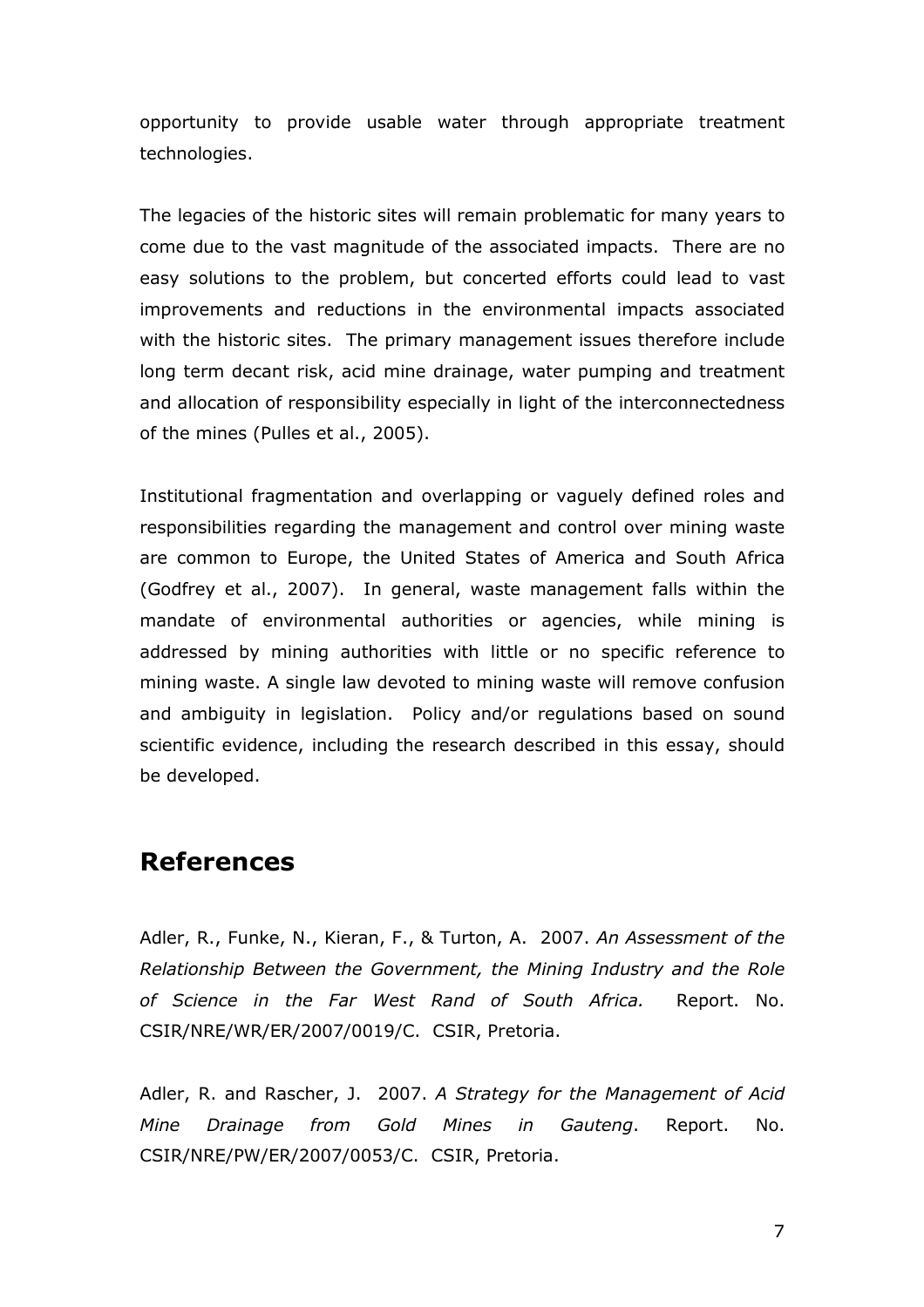opportunity to provide usable water through appropriate treatment technologies.

The legacies of the historic sites will remain problematic for many years to come due to the vast magnitude of the associated impacts. There are no easy solutions to the problem, but concerted efforts could lead to vast improvements and reductions in the environmental impacts associated with the historic sites. The primary management issues therefore include long term decant risk, acid mine drainage, water pumping and treatment and allocation of responsibility especially in light of the interconnectedness of the mines (Pulles et al., 2005).

Institutional fragmentation and overlapping or vaguely defined roles and responsibilities regarding the management and control over mining waste are common to Europe, the United States of America and South Africa (Godfrey et al., 2007). In general, waste management falls within the mandate of environmental authorities or agencies, while mining is addressed by mining authorities with little or no specific reference to mining waste. A single law devoted to mining waste will remove confusion and ambiguity in legislation. Policy and/or regulations based on sound scientific evidence, including the research described in this essay, should be developed.

## References

Adler, R., Funke, N., Kieran, F., & Turton, A. 2007. *An Assessment of the Relationship Between the Government, the Mining Industry and the Role of Science in the Far West Rand of South Africa.* Report. No. CSIR/NRE/WR/ER/2007/0019/C. CSIR, Pretoria.

Adler, R. and Rascher, J. 2007. *A Strategy for the Management of Acid Mine Drainage from Gold Mines in Gauteng*. Report. No. CSIR/NRE/PW/ER/2007/0053/C. CSIR, Pretoria.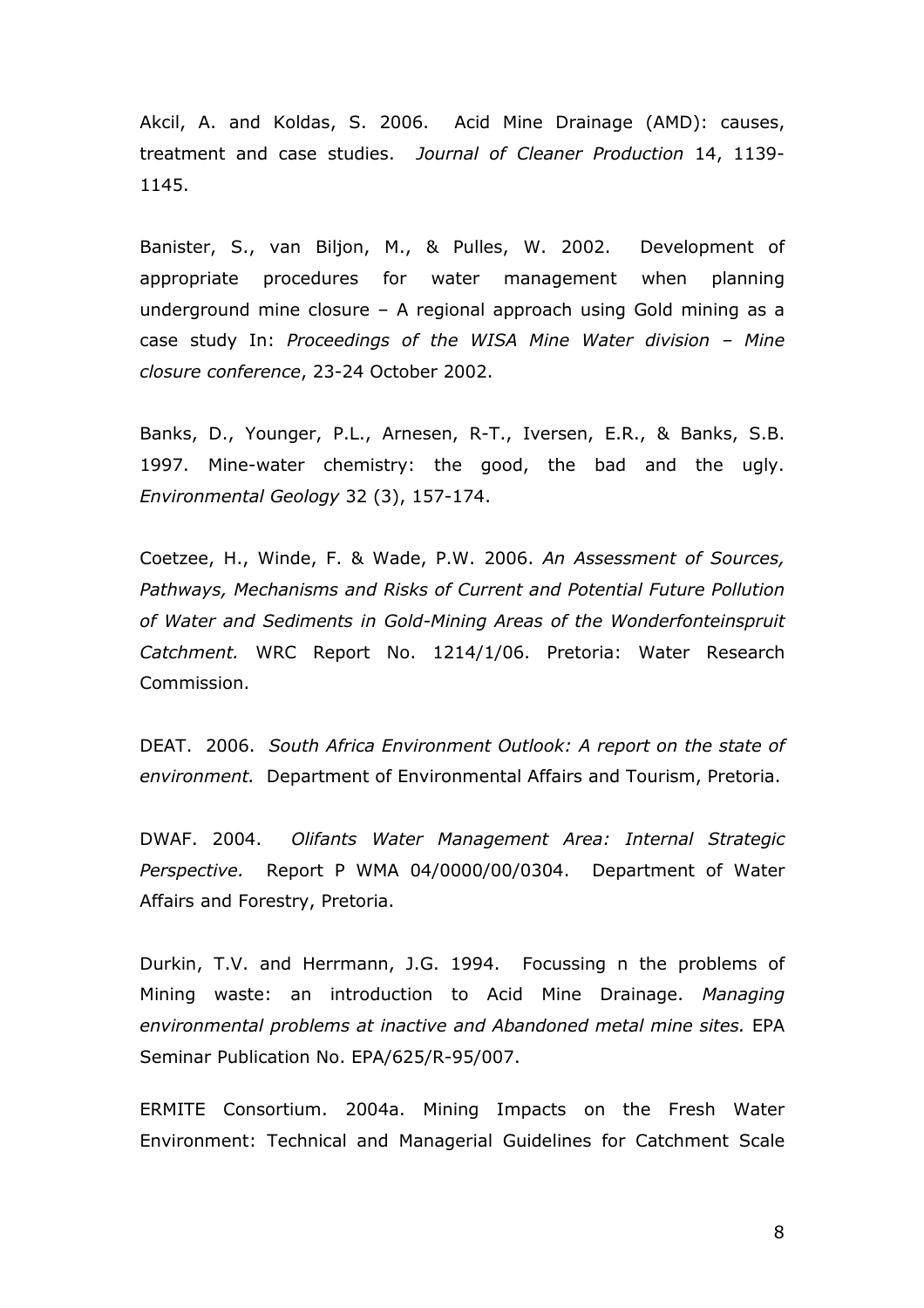Akcil, A. and Koldas, S. 2006. Acid Mine Drainage (AMD): causes, treatment and case studies. *Journal of Cleaner Production* 14, 1139-1145.

Banister, S., van Biljon, M., & Pulles, W. 2002. Development of appropriate procedures for water management when planning underground mine closure – A regional approach using Gold mining as a case study In: *Proceedings of the WISA Mine Water division – Mine closure conference*, 23-24 October 2002.

Banks, D., Younger, P.L., Arnesen, R-T., Iversen, E.R., & Banks, S.B. 1997. Mine-water chemistry: the good, the bad and the ugly. *Environmental Geology* 32 (3), 157-174.

Coetzee, H., Winde, F. & Wade, P.W. 2006. *An Assessment of Sources, Pathways, Mechanisms and Risks of Current and Potential Future Pollution of Water and Sediments in Gold-Mining Areas of the Wonderfonteinspruit Catchment.* WRC Report No. 1214/1/06. Pretoria: Water Research Commission.

DEAT. 2006. *South Africa Environment Outlook: A report on the state of environment.* Department of Environmental Affairs and Tourism, Pretoria.

DWAF. 2004. *Olifants Water Management Area: Internal Strategic Perspective.* Report P WMA 04/0000/00/0304. Department of Water Affairs and Forestry, Pretoria.

Durkin, T.V. and Herrmann, J.G. 1994. Focussing n the problems of Mining waste: an introduction to Acid Mine Drainage. *Managing environmental problems at inactive and Abandoned metal mine sites.* EPA Seminar Publication No. EPA/625/R-95/007.

ERMITE Consortium. 2004a. Mining Impacts on the Fresh Water Environment: Technical and Managerial Guidelines for Catchment Scale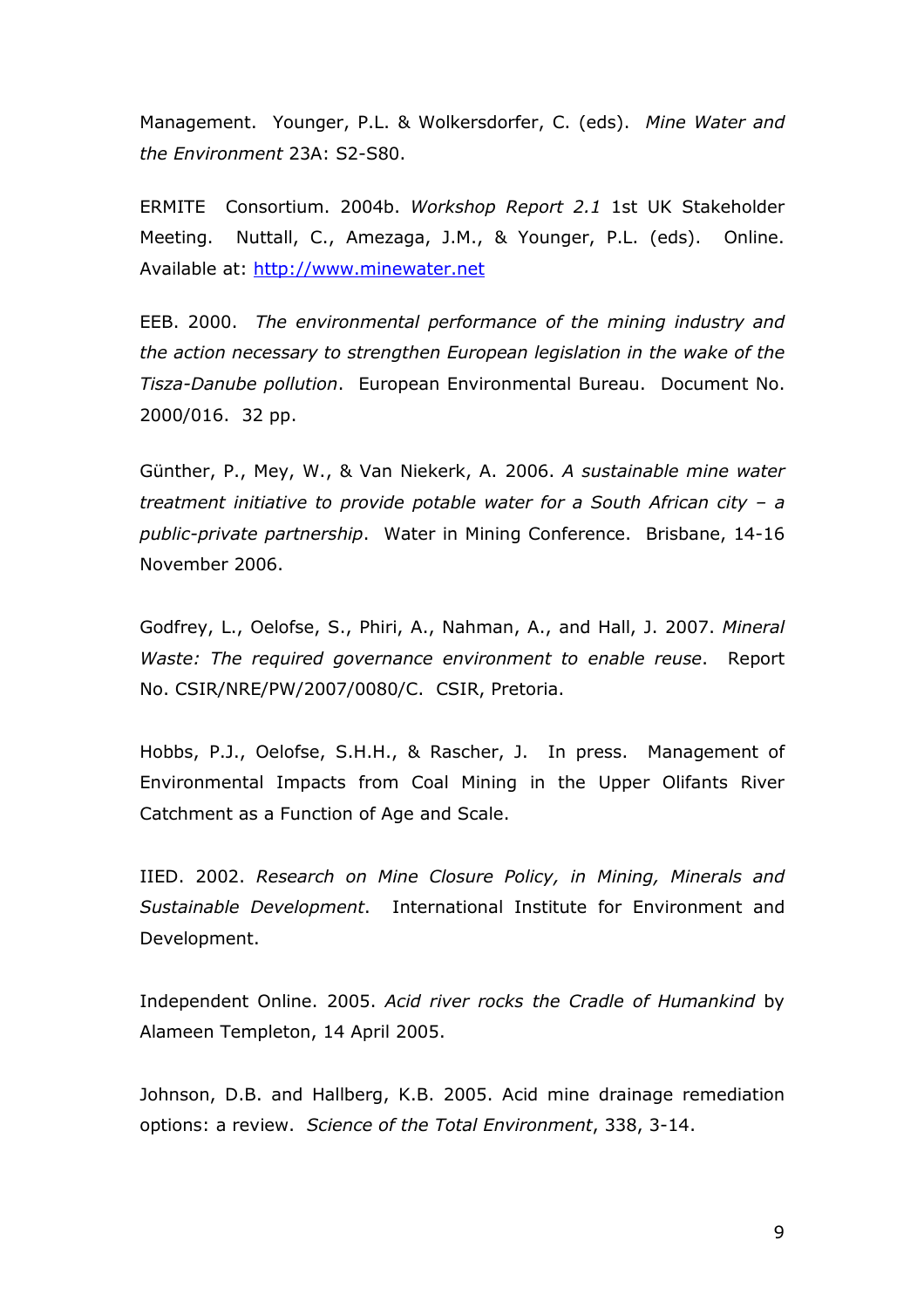Management. Younger, P.L. & Wolkersdorfer, C. (eds). *Mine Water and the Environment* 23A: S2-S80.

ERMITE Consortium. 2004b. *Workshop Report 2.1* 1st UK Stakeholder Meeting. Nuttall, C., Amezaga, J.M., & Younger, P.L. (eds). Online. Available at: http://www.minewater.net

EEB. 2000. *The environmental performance of the mining industry and the action necessary to strengthen European legislation in the wake of the Tisza-Danube pollution*. European Environmental Bureau. Document No. 2000/016. 32 pp.

Günther, P., Mey, W., & Van Niekerk, A. 2006. *A sustainable mine water treatment initiative to provide potable water for a South African city – a public-private partnership*. Water in Mining Conference. Brisbane, 14-16 November 2006.

Godfrey, L., Oelofse, S., Phiri, A., Nahman, A., and Hall, J. 2007. *Mineral Waste: The required governance environment to enable reuse*. Report No. CSIR/NRE/PW/2007/0080/C. CSIR, Pretoria.

Hobbs, P.J., Oelofse, S.H.H., & Rascher, J. In press. Management of Environmental Impacts from Coal Mining in the Upper Olifants River Catchment as a Function of Age and Scale.

IIED. 2002. *Research on Mine Closure Policy, in Mining, Minerals and Sustainable Development*. International Institute for Environment and Development.

Independent Online. 2005. *Acid river rocks the Cradle of Humankind* by Alameen Templeton, 14 April 2005.

Johnson, D.B. and Hallberg, K.B. 2005. Acid mine drainage remediation options: a review. *Science of the Total Environment*, 338, 3-14.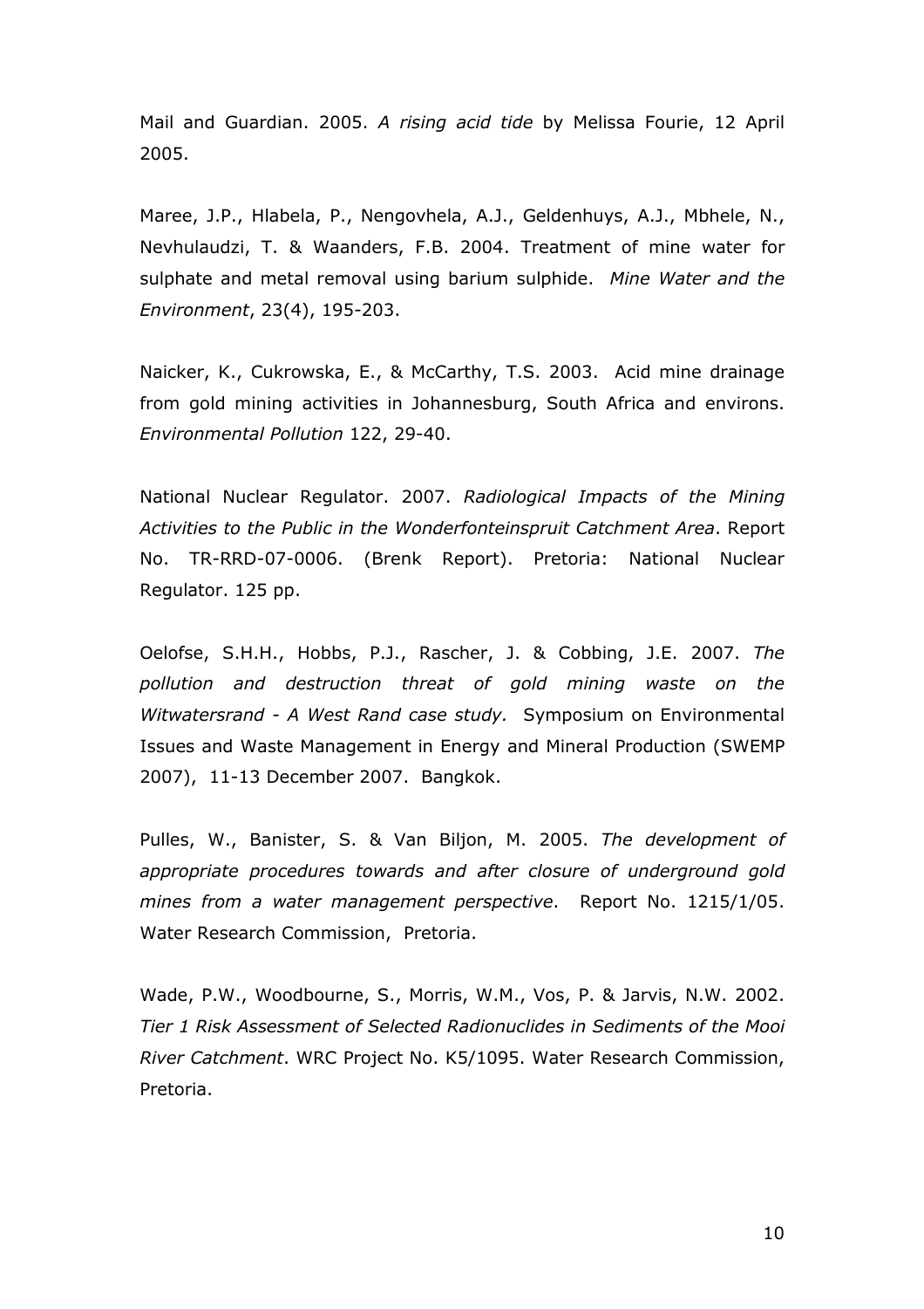Mail and Guardian. 2005. *A rising acid tide* by Melissa Fourie, 12 April 2005.

Maree, J.P., Hlabela, P., Nengovhela, A.J., Geldenhuys, A.J., Mbhele, N., Nevhulaudzi, T. & Waanders, F.B. 2004. Treatment of mine water for sulphate and metal removal using barium sulphide. *Mine Water and the Environment*, 23(4), 195-203.

Naicker, K., Cukrowska, E., & McCarthy, T.S. 2003. Acid mine drainage from gold mining activities in Johannesburg, South Africa and environs. *Environmental Pollution* 122, 29-40.

National Nuclear Regulator. 2007. *Radiological Impacts of the Mining Activities to the Public in the Wonderfonteinspruit Catchment Area*. Report No. TR-RRD-07-0006. (Brenk Report). Pretoria: National Nuclear Regulator. 125 pp.

Oelofse, S.H.H., Hobbs, P.J., Rascher, J. & Cobbing, J.E. 2007. *The pollution and destruction threat of gold mining waste on the Witwatersrand - A West Rand case study.* Symposium on Environmental Issues and Waste Management in Energy and Mineral Production (SWEMP 2007), 11-13 December 2007. Bangkok.

Pulles, W., Banister, S. & Van Biljon, M. 2005. *The development of appropriate procedures towards and after closure of underground gold mines from a water management perspective*. Report No. 1215/1/05. Water Research Commission, Pretoria.

Wade, P.W., Woodbourne, S., Morris, W.M., Vos, P. & Jarvis, N.W. 2002. *Tier 1 Risk Assessment of Selected Radionuclides in Sediments of the Mooi River Catchment*. WRC Project No. K5/1095. Water Research Commission, Pretoria.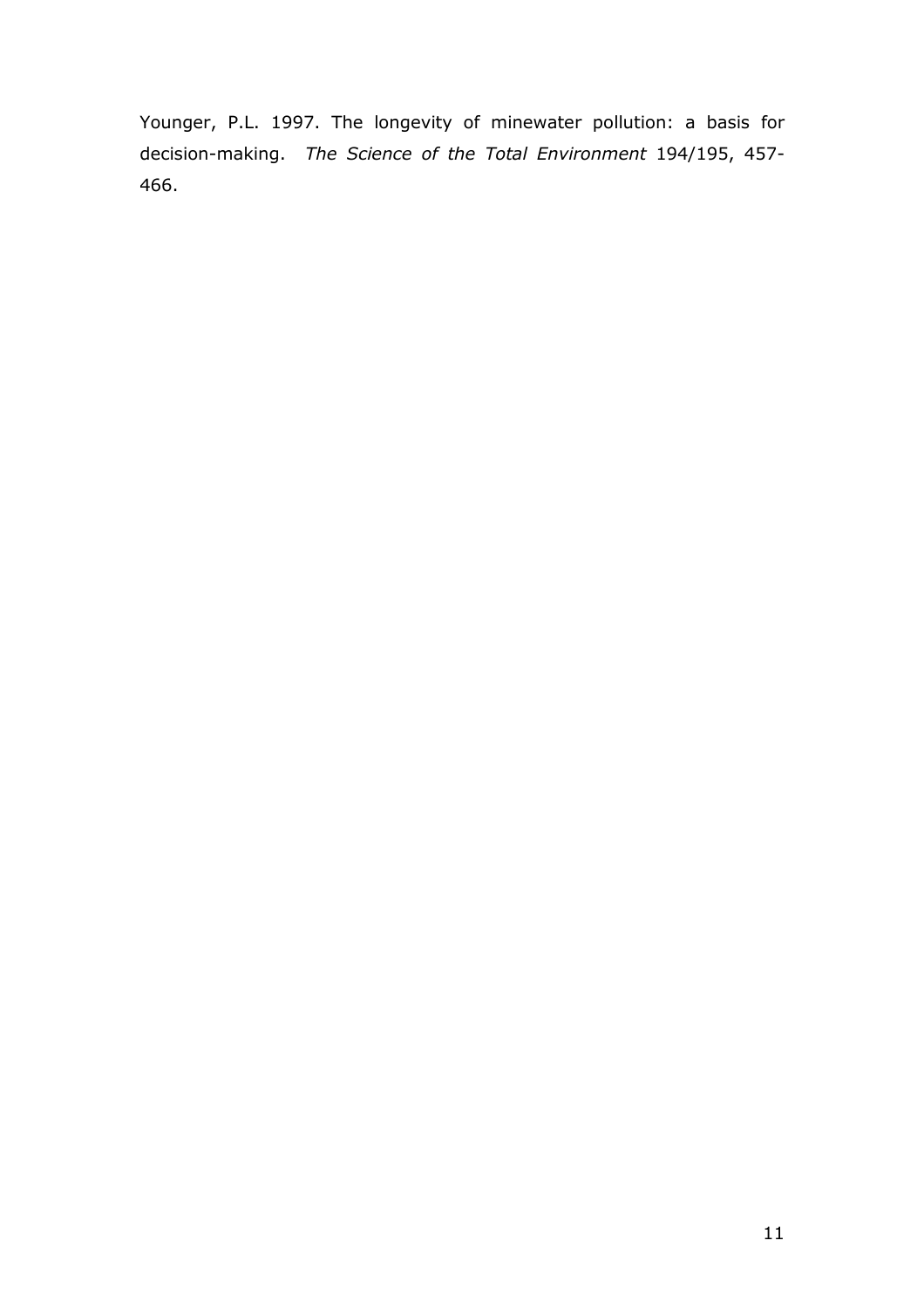Younger, P.L. 1997. The longevity of minewater pollution: a basis for decision-making. *The Science of the Total Environment* 194/195, 457-466.